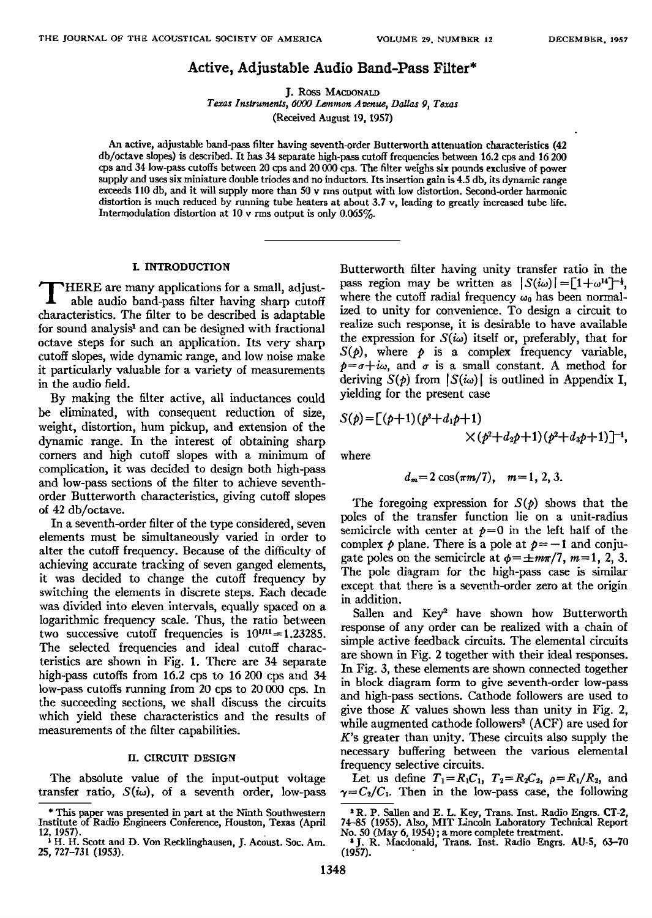# Active, Adjustable Audio Band-Pass Filter*

J. Ross Macdonald

*Texas Instruments, 6000 Lemmon Avenue, Dallas 9, Texas*

(Received August 19, 1957)

An active, adjustable band-pass filter having seventh-order Butterworth attenuation characteristics (42 db/octave slopes) is described. It has 34 separate high-pass cutoff frequencies between 16.2 cps and 16 200 cps and 34 low-pass cutoffs between 20 cps and 20 000 cps. The filter weighs six pounds exclusive of power supply and uses six miniature double triodes and no inductors. Its insertion gain is 4.5 db, its dynamic range exceeds 110 db, and it will supply more than 50 v rms output with low distortion. Second-order harmonic distortion is much reduced by running tube heaters at about 3.7 v, leading to greatly increased tube life. Intermodulation distortion at 10 v rms output is only 0.065%.

## I. INTRODUCTION

There are many applications for a small, adjustable audio band-pass filter having sharp cutoff characteristics. The filter to be described is adaptable for sound analysis[1] and can be designed with fractional octave steps for such an application. Its very sharp cutoff slopes, wide dynamic range, and low noise make it particularly valuable for a variety of measurements in the audio field.

By making the filter active, all inductances could be eliminated, with consequent reduction of size, weight, distortion, hum pickup, and extension of the dynamic range. In the interest of obtaining sharp corners and high cutoff slopes with a minimum of complication, it was decided to design both high-pass and low-pass sections of the filter to achieve seventh-order Butterworth characteristics, giving cutoff slopes of 42 db/octave.

In a seventh-order filter of the type considered, seven elements must be simultaneously varied in order to alter the cutoff frequency. Because of the difficulty of achieving accurate tracking of seven ganged elements, it was decided to change the cutoff frequency by switching the elements in discrete steps. Each decade was divided into eleven intervals, equally spaced on a logarithmic frequency scale. Thus, the ratio between two successive cutoff frequencies is $10^{1/11}=1.23285$. The selected frequencies and ideal cutoff characteristics are shown in Fig. 1. There are 34 separate high-pass cutoffs from 16.2 cps to 16 200 cps and 34 low-pass cutoffs running from 20 cps to 20 000 cps. In the succeeding sections, we shall discuss the circuits which yield these characteristics and the results of measurements of the filter capabilities.

## II. CIRCUIT DESIGN

The absolute value of the input-output voltage transfer ratio, $S(i\omega)$, of a seventh order, low-pass Butterworth filter having unity transfer ratio in the pass region may be written as $|S(i\omega)|=[1+\omega^{14}]^{-\frac{1}{2}}$, where the cutoff radial frequency $\omega_0$ has been normalized to unity for convenience. To design a circuit to realize such response, it is desirable to have available the expression for $S(i\omega)$ itself or, preferably, that for $S(p)$, where $p$ is a complex frequency variable, $p=\sigma+i\omega$, and $\sigma$ is a small constant. A method for deriving $S(p)$ from $|S(i\omega)|$ is outlined in Appendix I, yielding for the present case

$$S(p)=[(p+1)(p^2+d_1p+1)\times(p^2+d_2p+1)(p^2+d_3p+1)]^{-1},$$

where

$$d_m=2\cos(\pi m/7),\quad m=1,2,3.$$

The foregoing expression for $S(p)$ shows that the poles of the transfer function lie on a unit-radius semicircle with center at $p=0$ in the left half of the complex $p$ plane. There is a pole at $p=-1$ and conjugate poles on the semicircle at $\phi=\pm m\pi/7$, $m=1, 2, 3$. The pole diagram for the high-pass case is similar except that there is a seventh-order zero at the origin in addition.

Sallen and Key[2] have shown how Butterworth response of any order can be realized with a chain of simple active feedback circuits. The elemental circuits are shown in Fig. 2 together with their ideal responses. In Fig. 3, these elements are shown connected together in block diagram form to give seventh-order low-pass and high-pass sections. Cathode followers are used to give those $K$ values shown less than unity in Fig. 2, while augmented cathode followers[3] (ACF) are used for $K$'s greater than unity. These circuits also supply the necessary buffering between the various elemental frequency selective circuits.

Let us define $T_1=R_1C_1$, $T_2=R_2C_2$, $\rho=R_1/R_2$, and $\gamma=C_2/C_1$. Then in the low-pass case, the following

---

* This paper was presented in part at the Ninth Southwestern Institute of Radio Engineers Conference, Houston, Texas (April 12, 1957).

[1] H. H. Scott and D. Von Recklinghausen, J. Acoust. Soc. Am. 25, 727–731 (1953).

[2] R. P. Sallen and E. L. Key, Trans. Inst. Radio Engrs. CT-2, 74–85 (1955). Also, MIT Lincoln Laboratory Technical Report No. 50 (May 6, 1954); a more complete treatment.

[3] J. R. Macdonald, Trans. Inst. Radio Engrs. AU-5, 63–70 (1957).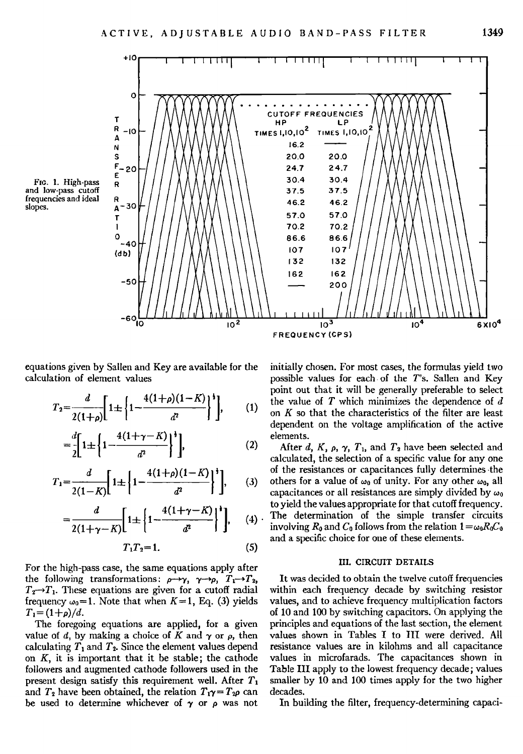FIG. 1. High-pass and low-pass cutoff frequencies and ideal slopes.

| CUTOFF FREQUENCIES HP TIMES 1,10,10^2 | LP TIMES 1,10,10^2 |
| --- | --- |
| 16.2 | —— |
| 20.0 | 20.0 |
| 24.7 | 24.7 |
| 30.4 | 30.4 |
| 37.5 | 37.5 |
| 46.2 | 46.2 |
| 57.0 | 57.0 |
| 70.2 | 70.2 |
| 86.6 | 86.6 |
| 107 | 107 |
| 132 | 132 |
| 162 | 162 |
| —— | 200 |

equations given by Sallen and Key are available for the calculation of element values

$$T_2 = \frac{d}{2(1+\rho)}\left[1 \pm \left\{1 - \frac{4(1+\rho)(1-K)}{d^2}\right\}^{\frac{1}{2}}\right], \tag{1}$$

$$= \frac{d}{2}\left[1 \pm \left\{1 - \frac{4(1+\gamma-K)}{d^2}\right\}^{\frac{1}{2}}\right], \tag{2}$$

$$T_1 = \frac{d}{2(1-K)}\left[1 \pm \left\{1 - \frac{4(1+\rho)(1-K)}{d^2}\right\}^{\frac{1}{2}}\right], \tag{3}$$

$$= \frac{d}{2(1+\gamma-K)}\left[1 \pm \left\{1 - \frac{4(1+\gamma-K)}{d^2}\right\}^{\frac{1}{2}}\right], \tag{4}$$

$$T_1 T_2 = 1. \tag{5}$$

For the high-pass case, the same equations apply after the following transformations: $\rho \rightarrow \gamma$, $\gamma \rightarrow \rho$, $T_1 \rightarrow T_2$, $T_2 \rightarrow T_1$. These equations are given for a cutoff radial frequency $\omega_0 = 1$. Note that when $K=1$, Eq. (3) yields $T_1 = (1+\rho)/d$.

The foregoing equations are applied, for a given value of $d$, by making a choice of $K$ and $\gamma$ or $\rho$, then calculating $T_1$ and $T_2$. Since the element values depend on $K$, it is important that it be stable; the cathode followers and augmented cathode followers used in the present design satisfy this requirement well. After $T_1$ and $T_2$ have been obtained, the relation $T_1\gamma = T_2\rho$ can be used to determine whichever of $\gamma$ or $\rho$ was not initially chosen. For most cases, the formulas yield two possible values for each of the $T$'s. Sallen and Key point out that it will be generally preferable to select the value of $T$ which minimizes the dependence of $d$ on $K$ so that the characteristics of the filter are least dependent on the voltage amplification of the active elements.

After $d$, $K$, $\rho$, $\gamma$, $T_1$, and $T_2$ have been selected and calculated, the selection of a specific value for any one of the resistances or capacitances fully determines the others for a value of $\omega_0$ of unity. For any other $\omega_0$, all capacitances or all resistances are simply divided by $\omega_0$ to yield the values appropriate for that cutoff frequency. The determination of the simple transfer circuits involving $R_0$ and $C_0$ follows from the relation $1 = \omega_0 R_0 C_0$ and a specific choice for one of these elements.

## III. CIRCUIT DETAILS

It was decided to obtain the twelve cutoff frequencies within each frequency decade by switching resistor values, and to achieve frequency multiplication factors of 10 and 100 by switching capacitors. On applying the principles and equations of the last section, the element values shown in Tables I to III were derived. All resistance values are in kilohms and all capacitance values in microfarads. The capacitances shown in Table III apply to the lowest frequency decade; values smaller by 10 and 100 times apply for the two higher decades.

In building the filter, frequency-determining capaci-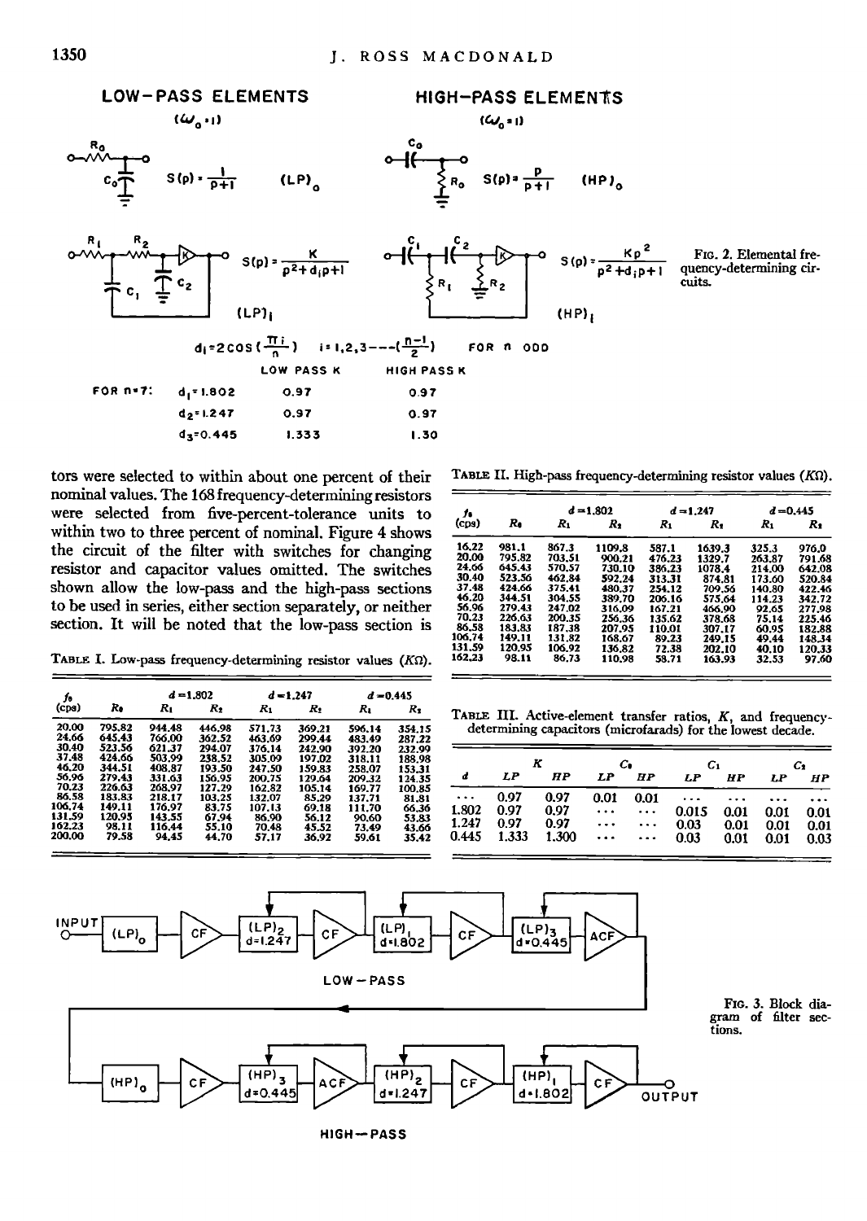**LOW-PASS ELEMENTS** ($\omega_0 = 1$)

$S(p) = \frac{1}{p+1}$ $(LP)_0$

$S(p) = \frac{K}{p^2 + d_i p + 1}$ $(LP)_i$

**HIGH-PASS ELEMENTS** ($\omega_0 = 1$)

$S(p) = \frac{p}{p+1}$ $(HP)_0$

$S(p) = \frac{Kp^2}{p^2 + d_i p + 1}$ $(HP)_i$

$d_i = 2\cos\left(\frac{\pi i}{n}\right)$ $i = 1, 2, 3 --- \left(\frac{n-1}{2}\right)$ FOR $n$ ODD

| FOR n=7: | | LOW PASS K | HIGH PASS K |
|---|---|---|---|
| | $d_1 = 1.802$ | 0.97 | 0.97 |
| | $d_2 = 1.247$ | 0.97 | 0.97 |
| | $d_3 = 0.445$ | 1.333 | 1.30 |

FIG. 2. Elemental frequency-determining circuits.

tors were selected to within about one percent of their nominal values. The 168 frequency-determining resistors were selected from five-percent-tolerance units to within two to three percent of nominal. Figure 4 shows the circuit of the filter with switches for changing resistor and capacitor values omitted. The switches shown allow the low-pass and the high-pass sections to be used in series, either section separately, or neither section. It will be noted that the low-pass section is

TABLE I. Low-pass frequency-determining resistor values ($K\Omega$).

| $f_0$ (cps) | $R_0$ | $d = 1.802$ $R_1$ | $R_2$ | $d = 1.247$ $R_1$ | $R_2$ | $d = 0.445$ $R_1$ | $R_2$ |
|---|---|---|---|---|---|---|---|
| 20.00 | 795.82 | 944.48 | 446.98 | 571.73 | 369.21 | 596.14 | 354.15 |
| 24.66 | 645.43 | 766.00 | 362.52 | 463.69 | 299.44 | 483.49 | 287.22 |
| 30.40 | 523.56 | 621.37 | 294.07 | 376.14 | 242.90 | 392.20 | 232.99 |
| 37.48 | 424.66 | 503.99 | 238.52 | 305.09 | 197.02 | 318.11 | 188.98 |
| 46.20 | 344.51 | 408.87 | 193.50 | 247.50 | 159.83 | 258.07 | 153.31 |
| 56.96 | 279.43 | 331.63 | 156.95 | 200.75 | 129.64 | 209.32 | 124.35 |
| 70.23 | 226.63 | 268.97 | 127.29 | 162.82 | 105.14 | 169.77 | 100.85 |
| 86.58 | 183.83 | 218.17 | 103.25 | 132.07 | 85.29 | 137.71 | 81.81 |
| 106.74 | 149.11 | 176.97 | 83.75 | 107.13 | 69.18 | 111.70 | 66.36 |
| 131.59 | 120.95 | 143.55 | 67.94 | 86.90 | 56.12 | 90.60 | 53.83 |
| 162.23 | 98.11 | 116.44 | 55.10 | 70.48 | 45.52 | 73.49 | 43.66 |
| 200.00 | 79.58 | 94.45 | 44.70 | 57.17 | 36.92 | 59.61 | 35.42 |

TABLE II. High-pass frequency-determining resistor values ($K\Omega$).

| $f_0$ (cps) | $R_0$ | $d = 1.802$ $R_1$ | $R_2$ | $d = 1.247$ $R_1$ | $R_2$ | $d = 0.445$ $R_1$ | $R_2$ |
|---|---|---|---|---|---|---|---|
| 16.22 | 981.1 | 867.3 | 1109.8 | 587.1 | 1639.3 | 325.3 | 976.0 |
| 20.00 | 795.82 | 703.51 | 900.21 | 476.23 | 1329.7 | 263.87 | 791.68 |
| 24.66 | 645.43 | 570.57 | 730.10 | 386.23 | 1078.4 | 214.00 | 642.08 |
| 30.40 | 523.56 | 462.84 | 592.24 | 313.31 | 874.81 | 173.60 | 520.84 |
| 37.48 | 424.66 | 375.41 | 480.37 | 254.12 | 709.56 | 140.80 | 422.46 |
| 46.20 | 344.51 | 304.55 | 389.70 | 206.16 | 575.64 | 114.23 | 342.72 |
| 56.96 | 279.43 | 247.02 | 316.09 | 167.21 | 466.90 | 92.65 | 277.98 |
| 70.23 | 226.63 | 200.35 | 256.36 | 135.62 | 378.68 | 75.14 | 225.46 |
| 86.58 | 183.83 | 187.38 | 207.95 | 110.01 | 307.17 | 60.95 | 182.88 |
| 106.74 | 149.11 | 131.82 | 168.67 | 89.23 | 249.15 | 49.44 | 148.34 |
| 131.59 | 120.95 | 106.92 | 136.82 | 72.38 | 202.10 | 40.10 | 120.33 |
| 162.23 | 98.11 | 86.73 | 110.98 | 58.71 | 163.93 | 32.53 | 97.60 |

TABLE III. Active-element transfer ratios, $K$, and frequency-determining capacitors (microfarads) for the lowest decade.

| $d$ | $K$ LP | HP | $C_0$ LP | HP | $C_1$ LP | HP | $C_2$ LP | HP |
|---|---|---|---|---|---|---|---|---|
| ··· | 0.97 | 0.97 | 0.01 | 0.01 | ··· | ··· | ··· | ··· |
| 1.802 | 0.97 | 0.97 | ··· | ··· | 0.015 | 0.01 | 0.01 | 0.01 |
| 1.247 | 0.97 | 0.97 | ··· | ··· | 0.03 | 0.01 | 0.01 | 0.01 |
| 0.445 | 1.333 | 1.300 | ··· | ··· | 0.03 | 0.01 | 0.01 | 0.03 |

INPUT → $(LP)_0$ → CF → $(LP)_2$ $d=1.247$ → CF → $(LP)_1$ $d=1.802$ → CF → $(LP)_3$ $d=0.445$ → ACF

LOW-PASS

$(HP)_0$ → CF → $(HP)_3$ $d=0.445$ → ACF → $(HP)_2$ $d=1.247$ → CF → $(HP)_1$ $d=1.802$ → CF → OUTPUT

HIGH-PASS

FIG. 3. Block diagram of filter sections.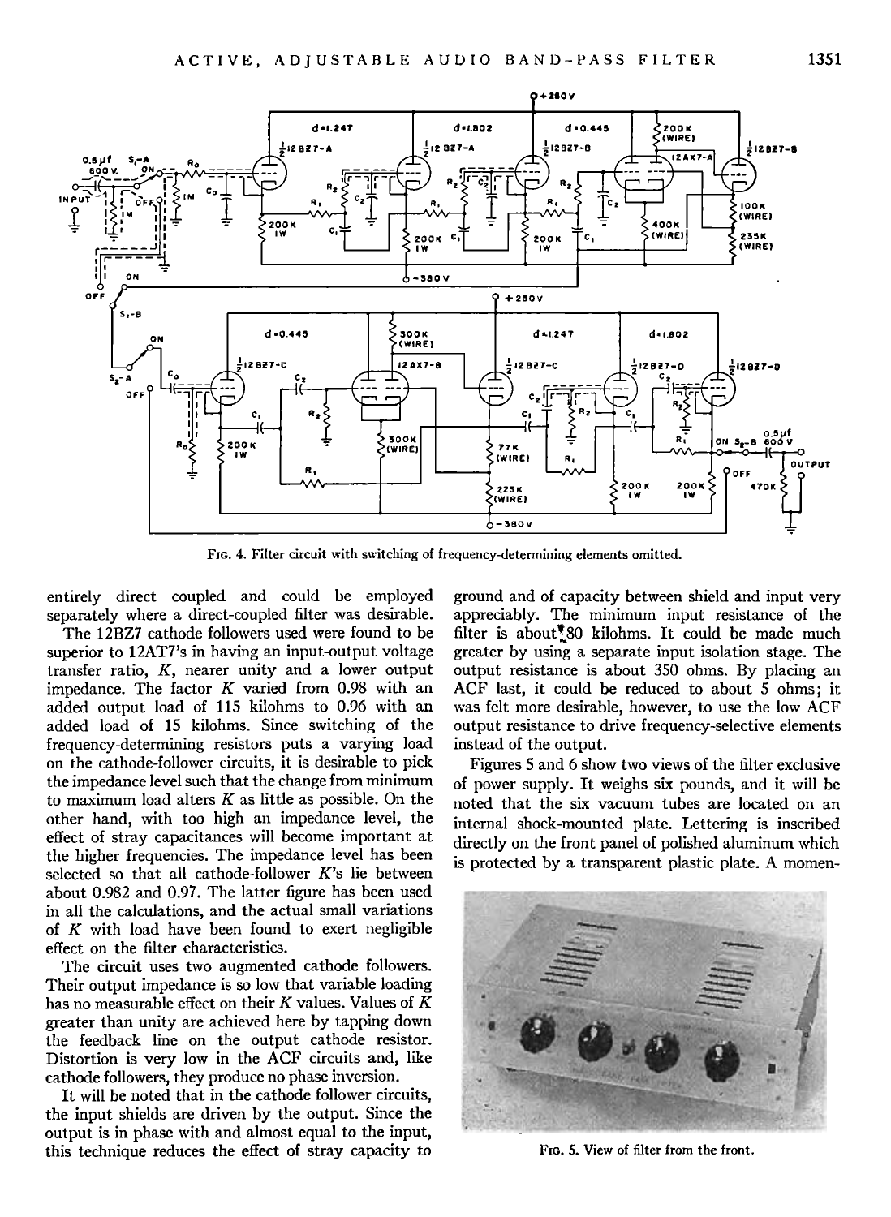FIG. 4. Filter circuit with switching of frequency-determining elements omitted.

entirely direct coupled and could be employed separately where a direct-coupled filter was desirable.

The 12BZ7 cathode followers used were found to be superior to 12AT7's in having an input-output voltage transfer ratio, $K$, nearer unity and a lower output impedance. The factor $K$ varied from 0.98 with an added output load of 115 kilohms to 0.96 with an added load of 15 kilohms. Since switching of the frequency-determining resistors puts a varying load on the cathode-follower circuits, it is desirable to pick the impedance level such that the change from minimum to maximum load alters $K$ as little as possible. On the other hand, with too high an impedance level, the effect of stray capacitances will become important at the higher frequencies. The impedance level has been selected so that all cathode-follower $K$'s lie between about 0.982 and 0.97. The latter figure has been used in all the calculations, and the actual small variations of $K$ with load have been found to exert negligible effect on the filter characteristics.

The circuit uses two augmented cathode followers. Their output impedance is so low that variable loading has no measurable effect on their $K$ values. Values of $K$ greater than unity are achieved here by tapping down the feedback line on the output cathode resistor. Distortion is very low in the ACF circuits and, like cathode followers, they produce no phase inversion.

It will be noted that in the cathode follower circuits, the input shields are driven by the output. Since the output is in phase with and almost equal to the input, this technique reduces the effect of stray capacity to ground and of capacity between shield and input very appreciably. The minimum input resistance of the filter is about 80 kilohms. It could be made much greater by using a separate input isolation stage. The output resistance is about 350 ohms. By placing an ACF last, it could be reduced to about 5 ohms; it was felt more desirable, however, to use the low ACF output resistance to drive frequency-selective elements instead of the output.

Figures 5 and 6 show two views of the filter exclusive of power supply. It weighs six pounds, and it will be noted that the six vacuum tubes are located on an internal shock-mounted plate. Lettering is inscribed directly on the front panel of polished aluminum which is protected by a transparent plastic plate. A momen-

FIG. 5. View of filter from the front.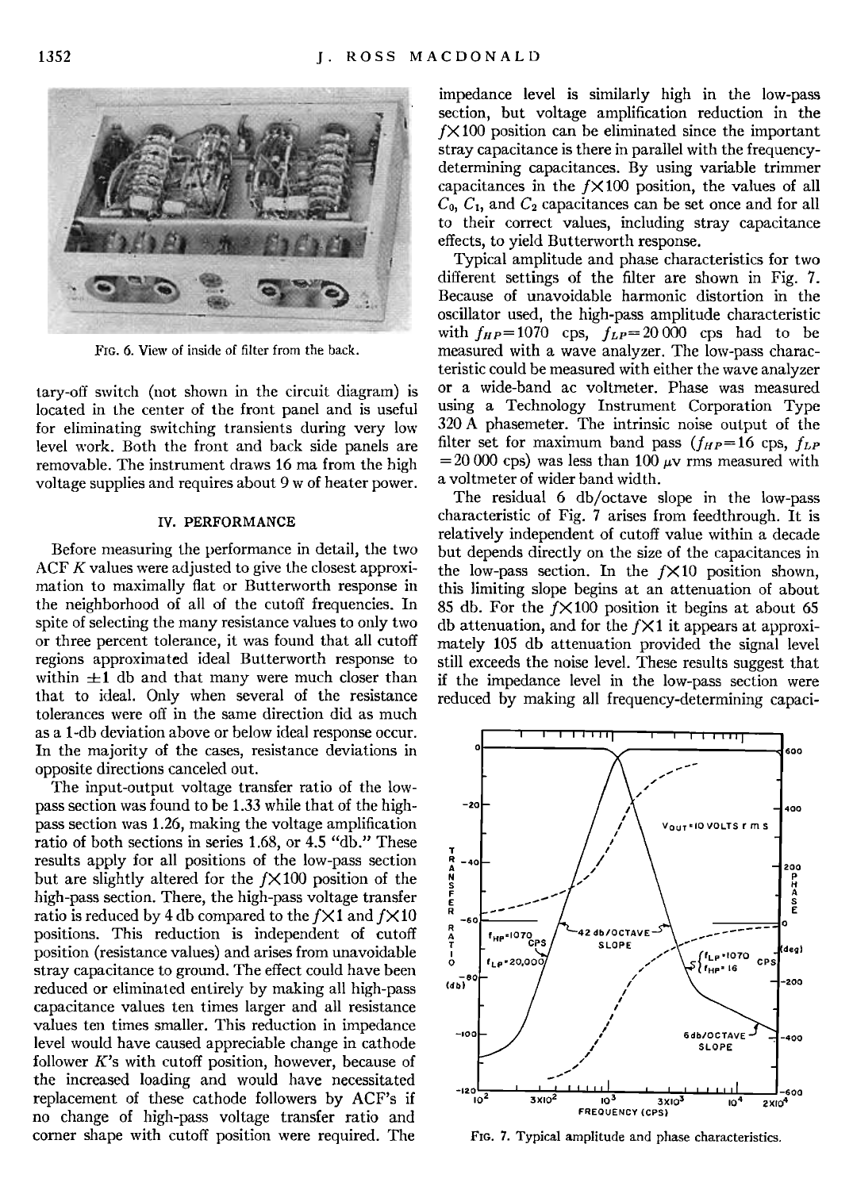FIG. 6. View of inside of filter from the back.

tary-off switch (not shown in the circuit diagram) is located in the center of the front panel and is useful for eliminating switching transients during very low level work. Both the front and back side panels are removable. The instrument draws 16 ma from the high voltage supplies and requires about 9 w of heater power.

## IV. PERFORMANCE

Before measuring the performance in detail, the two ACF $K$ values were adjusted to give the closest approximation to maximally flat or Butterworth response in the neighborhood of all of the cutoff frequencies. In spite of selecting the many resistance values to only two or three percent tolerance, it was found that all cutoff regions approximated ideal Butterworth response to within $\pm 1$ db and that many were much closer than that to ideal. Only when several of the resistance tolerances were off in the same direction did as much as a 1-db deviation above or below ideal response occur. In the majority of the cases, resistance deviations in opposite directions canceled out.

The input-output voltage transfer ratio of the low-pass section was found to be 1.33 while that of the high-pass section was 1.26, making the voltage amplification ratio of both sections in series 1.68, or 4.5 "db." These results apply for all positions of the low-pass section but are slightly altered for the $f\times 100$ position of the high-pass section. There, the high-pass voltage transfer ratio is reduced by 4 db compared to the $f\times 1$ and $f\times 10$ positions. This reduction is independent of cutoff position (resistance values) and arises from unavoidable stray capacitance to ground. The effect could have been reduced or eliminated entirely by making all high-pass capacitance values ten times larger and all resistance values ten times smaller. This reduction in impedance level would have caused appreciable change in cathode follower $K$'s with cutoff position, however, because of the increased loading and would have necessitated replacement of these cathode followers by ACF's if no change of high-pass voltage transfer ratio and corner shape with cutoff position were required. The impedance level is similarly high in the low-pass section, but voltage amplification reduction in the $f\times 100$ position can be eliminated since the important stray capacitance is there in parallel with the frequency-determining capacitances. By using variable trimmer capacitances in the $f\times 100$ position, the values of all $C_0$, $C_1$, and $C_2$ capacitances can be set once and for all to their correct values, including stray capacitance effects, to yield Butterworth response.

Typical amplitude and phase characteristics for two different settings of the filter are shown in Fig. 7. Because of unavoidable harmonic distortion in the oscillator used, the high-pass amplitude characteristic with $f_{HP}=1070$ cps, $f_{LP}=20\,000$ cps had to be measured with a wave analyzer. The low-pass characteristic could be measured with either the wave analyzer or a wide-band ac voltmeter. Phase was measured using a Technology Instrument Corporation Type 320 A phasemeter. The intrinsic noise output of the filter set for maximum band pass ($f_{HP}=16$ cps, $f_{LP}=20\,000$ cps) was less than 100 $\mu$v rms measured with a voltmeter of wider band width.

The residual 6 db/octave slope in the low-pass characteristic of Fig. 7 arises from feedthrough. It is relatively independent of cutoff value within a decade but depends directly on the size of the capacitances in the low-pass section. In the $f\times 10$ position shown, this limiting slope begins at an attenuation of about 85 db. For the $f\times 100$ position it begins at about 65 db attenuation, and for the $f\times 1$ it appears at approximately 105 db attenuation provided the signal level still exceeds the noise level. These results suggest that if the impedance level in the low-pass section were reduced by making all frequency-determining capaci-

FIG. 7. Typical amplitude and phase characteristics.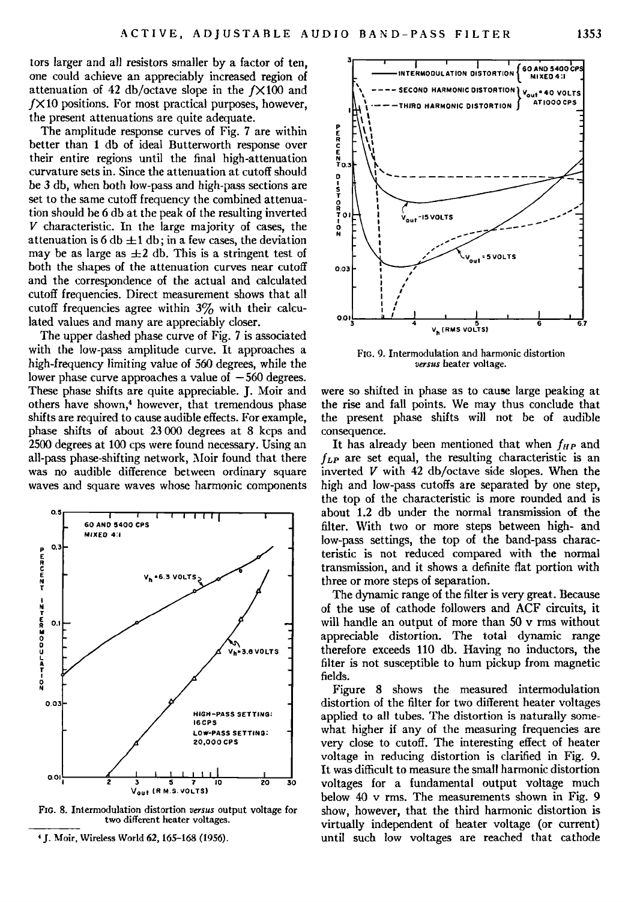tors larger and all resistors smaller by a factor of ten, one could achieve an appreciably increased region of attenuation of 42 db/octave slope in the $f\times100$ and $f\times10$ positions. For most practical purposes, however, the present attenuations are quite adequate.

The amplitude response curves of Fig. 7 are within better than 1 db of ideal Butterworth response over their entire regions until the final high-attenuation curvature sets in. Since the attenuation at cutoff should be 3 db, when both low-pass and high-pass sections are set to the same cutoff frequency the combined attenuation should be 6 db at the peak of the resulting inverted $V$ characteristic. In the large majority of cases, the attenuation is 6 db $\pm1$ db; in a few cases, the deviation may be as large as $\pm2$ db. This is a stringent test of both the shapes of the attenuation curves near cutoff and the correspondence of the actual and calculated cutoff frequencies. Direct measurement shows that all cutoff frequencies agree within 3% with their calculated values and many are appreciably closer.

The upper dashed phase curve of Fig. 7 is associated with the low-pass amplitude curve. It approaches a high-frequency limiting value of 560 degrees, while the lower phase curve approaches a value of $-560$ degrees. These phase shifts are quite appreciable. J. Moir and others have shown,[4] however, that tremendous phase shifts are required to cause audible effects. For example, phase shifts of about 23 000 degrees at 8 kcps and 2500 degrees at 100 cps were found necessary. Using an all-pass phase-shifting network, Moir found that there was no audible difference between ordinary square waves and square waves whose harmonic components were so shifted in phase as to cause large peaking at the rise and fall points. We may thus conclude that the present phase shifts will not be of audible consequence.

FIG. 8. Intermodulation distortion *versus* output voltage for two different heater voltages.

FIG. 9. Intermodulation and harmonic distortion *versus* heater voltage.

It has already been mentioned that when $f_{HP}$ and $f_{LP}$ are set equal, the resulting characteristic is an inverted $V$ with 42 db/octave side slopes. When the high and low-pass cutoffs are separated by one step, the top of the characteristic is more rounded and is about 1.2 db under the normal transmission of the filter. With two or more steps between high- and low-pass settings, the top of the band-pass characteristic is not reduced compared with the normal transmission, and it shows a definite flat portion with three or more steps of separation.

The dynamic range of the filter is very great. Because of the use of cathode followers and ACF circuits, it will handle an output of more than 50 v rms without appreciable distortion. The total dynamic range therefore exceeds 110 db. Having no inductors, the filter is not susceptible to hum pickup from magnetic fields.

Figure 8 shows the measured intermodulation distortion of the filter for two different heater voltages applied to all tubes. The distortion is naturally somewhat higher if any of the measuring frequencies are very close to cutoff. The interesting effect of heater voltage in reducing distortion is clarified in Fig. 9. It was difficult to measure the small harmonic distortion voltages for a fundamental output voltage much below 40 v rms. The measurements shown in Fig. 9 show, however, that the third harmonic distortion is virtually independent of heater voltage (or current) until such low voltages are reached that cathode

[4] J. Moir, Wireless World 62, 165–168 (1956).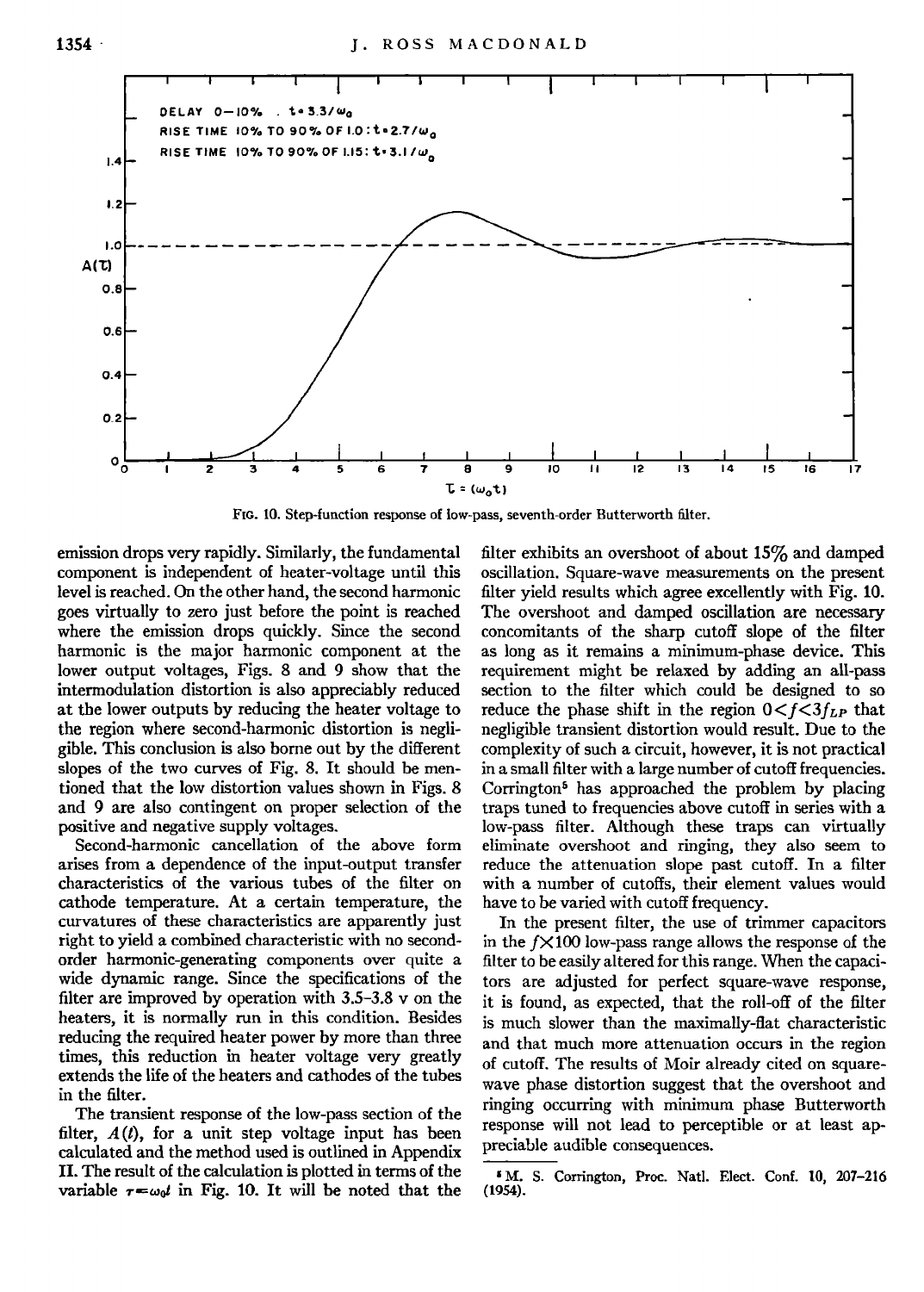DELAY 0—10% . $t=3.3/\omega_0$
RISE TIME 10% TO 90% OF 1.0 : $t=2.7/\omega_0$
RISE TIME 10% TO 90% OF 1.15 : $t=3.1/\omega_0$

FIG. 10. Step-function response of low-pass, seventh-order Butterworth filter.

emission drops very rapidly. Similarly, the fundamental component is independent of heater-voltage until this level is reached. On the other hand, the second harmonic goes virtually to zero just before the point is reached where the emission drops quickly. Since the second harmonic is the major harmonic component at the lower output voltages, Figs. 8 and 9 show that the intermodulation distortion is also appreciably reduced at the lower outputs by reducing the heater voltage to the region where second-harmonic distortion is negligible. This conclusion is also borne out by the different slopes of the two curves of Fig. 8. It should be mentioned that the low distortion values shown in Figs. 8 and 9 are also contingent on proper selection of the positive and negative supply voltages.

Second-harmonic cancellation of the above form arises from a dependence of the input-output transfer characteristics of the various tubes of the filter on cathode temperature. At a certain temperature, the curvatures of these characteristics are apparently just right to yield a combined characteristic with no second-order harmonic-generating components over quite a wide dynamic range. Since the specifications of the filter are improved by operation with 3.5–3.8 v on the heaters, it is normally run in this condition. Besides reducing the required heater power by more than three times, this reduction in heater voltage very greatly extends the life of the heaters and cathodes of the tubes in the filter.

The transient response of the low-pass section of the filter, $A(t)$, for a unit step voltage input has been calculated and the method used is outlined in Appendix II. The result of the calculation is plotted in terms of the variable $\tau=\omega_0 t$ in Fig. 10. It will be noted that the filter exhibits an overshoot of about 15% and damped oscillation. Square-wave measurements on the present filter yield results which agree excellently with Fig. 10. The overshoot and damped oscillation are necessary concomitants of the sharp cutoff slope of the filter as long as it remains a minimum-phase device. This requirement might be relaxed by adding an all-pass section to the filter which could be designed to so reduce the phase shift in the region $0<f<3f_{LP}$ that negligible transient distortion would result. Due to the complexity of such a circuit, however, it is not practical in a small filter with a large number of cutoff frequencies. Corrington[5] has approached the problem by placing traps tuned to frequencies above cutoff in series with a low-pass filter. Although these traps can virtually eliminate overshoot and ringing, they also seem to reduce the attenuation slope past cutoff. In a filter with a number of cutoffs, their element values would have to be varied with cutoff frequency.

In the present filter, the use of trimmer capacitors in the $f\times 100$ low-pass range allows the response of the filter to be easily altered for this range. When the capacitors are adjusted for perfect square-wave response, it is found, as expected, that the roll-off of the filter is much slower than the maximally-flat characteristic and that much more attenuation occurs in the region of cutoff. The results of Moir already cited on square-wave phase distortion suggest that the overshoot and ringing occurring with minimum phase Butterworth response will not lead to perceptible or at least appreciable audible consequences.

[5] M. S. Corrington, Proc. Natl. Elect. Conf. 10, 207–216 (1954).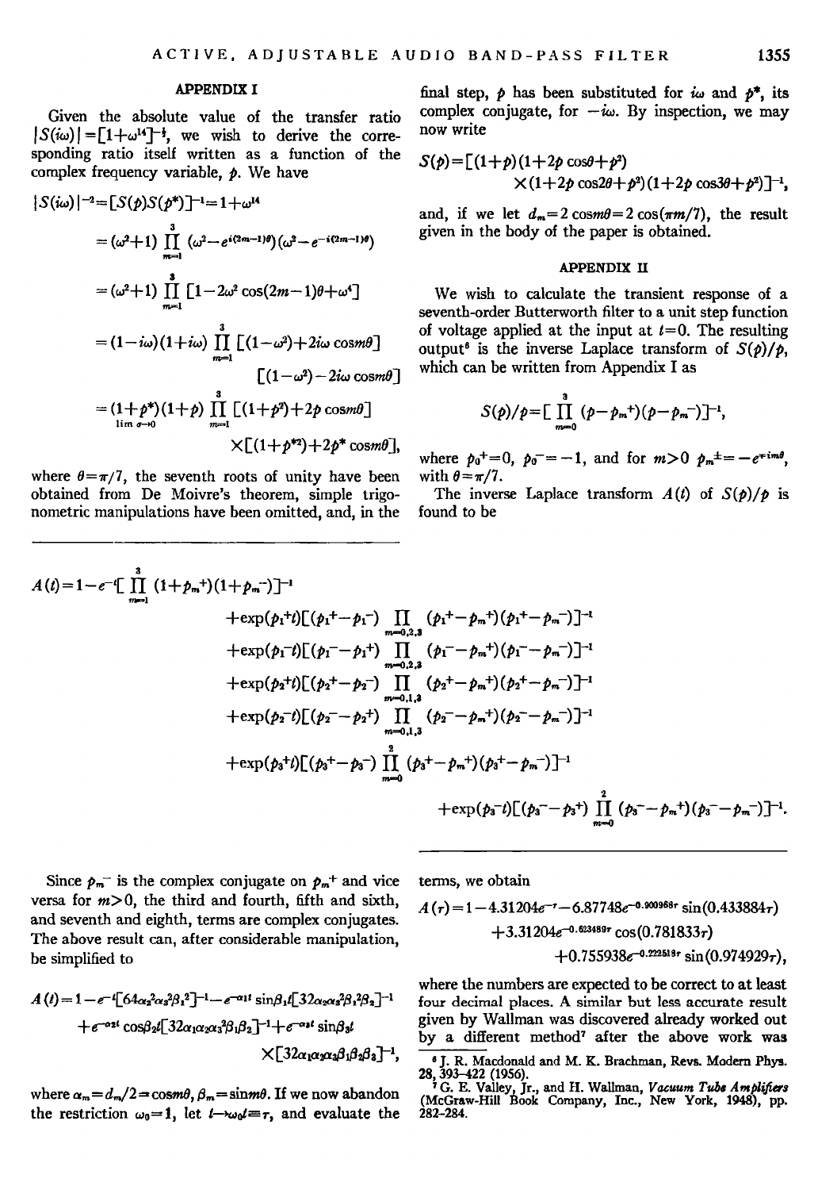## APPENDIX I

Given the absolute value of the transfer ratio $|S(i\omega)|=[1+\omega^{14}]^{-\frac{1}{2}}$, we wish to derive the corresponding ratio itself written as a function of the complex frequency variable, $p$. We have

$$|S(i\omega)|^{-2}=[S(p)S(p^*)]^{-1}=1+\omega^{14}$$

$$=(\omega^2+1)\prod_{m=1}^{3}(\omega^2-e^{i(2m-1)\theta})(\omega^2-e^{-i(2m-1)\theta})$$

$$=(\omega^2+1)\prod_{m=1}^{3}[1-2\omega^2\cos(2m-1)\theta+\omega^4]$$

$$=(1-i\omega)(1+i\omega)\prod_{m=1}^{3}[(1-\omega^2)+2i\omega\cos m\theta][(1-\omega^2)-2i\omega\cos m\theta]$$

$$\underset{\lim\,\sigma\to 0}{=}(1+p^*)(1+p)\prod_{m=1}^{3}[(1+p^2)+2p\cos m\theta]\times[(1+p^{*2})+2p^*\cos m\theta],$$

where $\theta=\pi/7$, the seventh roots of unity have been obtained from De Moivre's theorem, simple trigonometric manipulations have been omitted, and, in the final step, $p$ has been substituted for $i\omega$ and $p^*$, its complex conjugate, for $-i\omega$. By inspection, we may now write

$$S(p)=[(1+p)(1+2p\cos\theta+p^2)\times(1+2p\cos 2\theta+p^2)(1+2p\cos 3\theta+p^2)]^{-1},$$

and, if we let $d_m=2\cos m\theta=2\cos(\pi m/7)$, the result given in the body of the paper is obtained.

## APPENDIX II

We wish to calculate the transient response of a seventh-order Butterworth filter to a unit step function of voltage applied at the input at $t=0$. The resulting output[8] is the inverse Laplace transform of $S(p)/p$, which can be written from Appendix I as

$$S(p)/p=[\prod_{m=0}^{3}(p-p_m^+)(p-p_m^-)]^{-1},$$

where $p_0^+=0$, $p_0^-=-1$, and for $m>0$ $p_m^\pm=-e^{\mp im\theta}$, with $\theta=\pi/7$.

The inverse Laplace transform $A(t)$ of $S(p)/p$ is found to be

$$
\begin{aligned}
A(t)=1-e^{-t}[\prod_{m=1}^{3}(1+p_m^+)(1+p_m^-)]^{-1}
&+\exp(p_1^+t)[(p_1^+-p_1^-)\prod_{m=0,2,3}(p_1^+-p_m^+)(p_1^+-p_m^-)]^{-1}\\
&+\exp(p_1^-t)[(p_1^--p_1^+)\prod_{m=0,2,3}(p_1^--p_m^+)(p_1^--p_m^-)]^{-1}\\
&+\exp(p_2^+t)[(p_2^+-p_2^-)\prod_{m=0,1,3}(p_2^+-p_m^+)(p_2^+-p_m^-)]^{-1}\\
&+\exp(p_2^-t)[(p_2^--p_2^+)\prod_{m=0,1,3}(p_2^--p_m^+)(p_2^--p_m^-)]^{-1}\\
&+\exp(p_3^+t)[(p_3^+-p_3^-)\prod_{m=0}^{2}(p_3^+-p_m^+)(p_3^+-p_m^-)]^{-1}\\
&+\exp(p_3^-t)[(p_3^--p_3^+)\prod_{m=0}^{2}(p_3^--p_m^+)(p_3^--p_m^-)]^{-1}.
\end{aligned}
$$

Since $p_m^-$ is the complex conjugate on $p_m^+$ and vice versa for $m>0$, the third and fourth, fifth and sixth, and seventh and eighth, terms are complex conjugates. The above result can, after considerable manipulation, be simplified to

$$A(t)=1-e^{-t}[64\alpha_2^2\alpha_3^2\beta_1^2]^{-1}-e^{-\alpha_1 t}\sin\beta_1 t[32\alpha_2\alpha_3^2\beta_1^2\beta_2]^{-1}+e^{-\alpha_2 t}\cos\beta_2 t[32\alpha_1\alpha_2\alpha_3^2\beta_1\beta_2]^{-1}+e^{-\alpha_3 t}\sin\beta_3 t\times[32\alpha_1\alpha_2\alpha_3\beta_1\beta_2\beta_3]^{-1},$$

where $\alpha_m=d_m/2=\cos m\theta$, $\beta_m=\sin m\theta$. If we now abandon the restriction $\omega_0=1$, let $t\to\omega_0 t\equiv\tau$, and evaluate the terms, we obtain

$$A(\tau)=1-4.31204e^{-\tau}-6.87748e^{-0.900968\tau}\sin(0.433884\tau)+3.31204e^{-0.623489\tau}\cos(0.781833\tau)+0.755938e^{-0.222518\tau}\sin(0.974929\tau),$$

where the numbers are expected to be correct to at least four decimal places. A similar but less accurate result given by Wallman was discovered already worked out by a different method[7] after the above work was

---

[8] J. R. Macdonald and M. K. Brachman, Revs. Modern Phys. 28, 393–422 (1956).

[7] G. E. Valley, Jr., and H. Wallman, *Vacuum Tube Amplifiers* (McGraw-Hill Book Company, Inc., New York, 1948), pp. 282–284.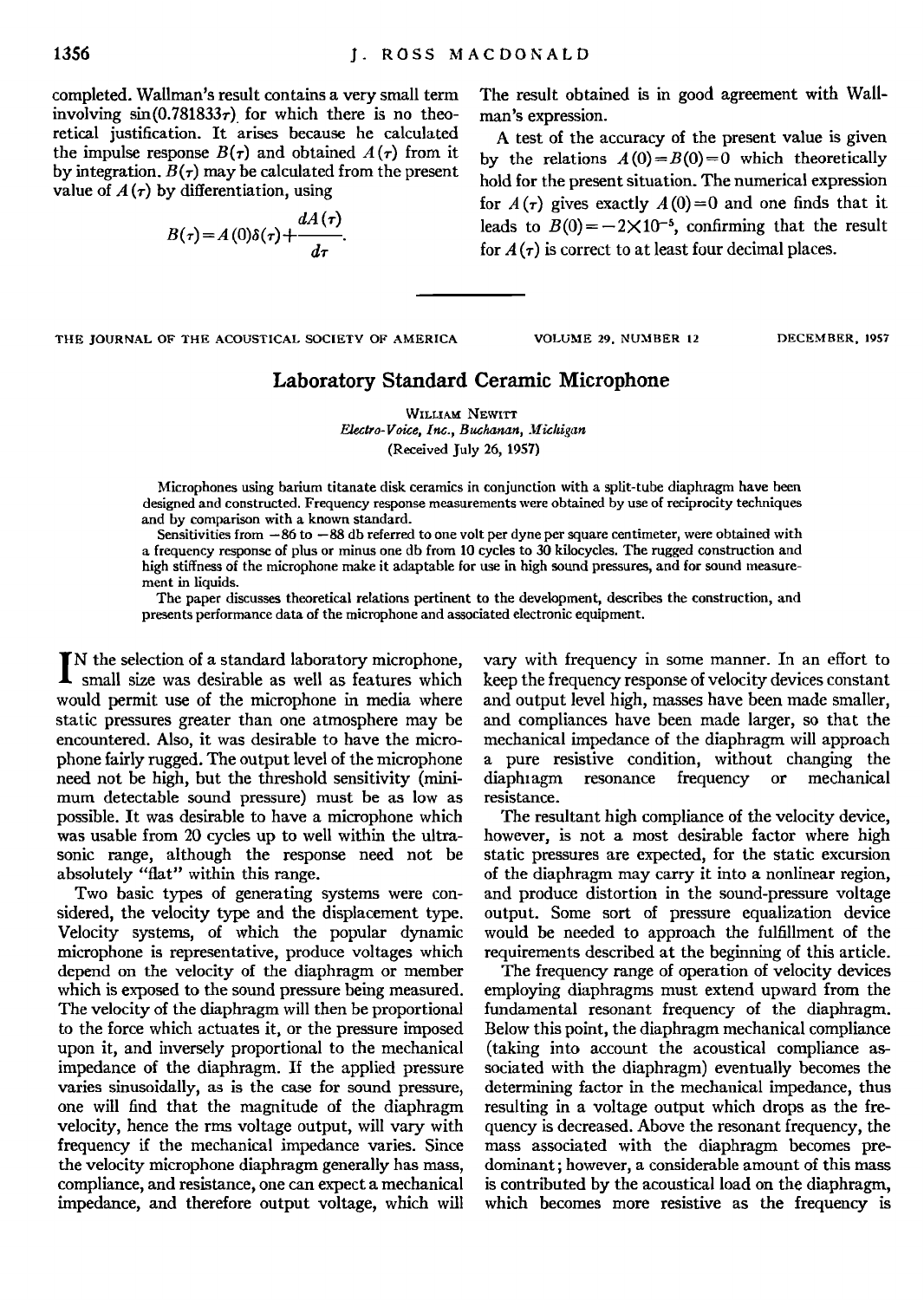completed. Wallman's result contains a very small term involving $\sin(0.781833\tau)$ for which there is no theoretical justification. It arises because he calculated the impulse response $B(\tau)$ and obtained $A(\tau)$ from it by integration. $B(\tau)$ may be calculated from the present value of $A(\tau)$ by differentiation, using

$$B(\tau)=A(0)\delta(\tau)+\frac{dA(\tau)}{d\tau}.$$

The result obtained is in good agreement with Wallman's expression.

A test of the accuracy of the present value is given by the relations $A(0)=B(0)=0$ which theoretically hold for the present situation. The numerical expression for $A(\tau)$ gives exactly $A(0)=0$ and one finds that it leads to $B(0)=-2\times10^{-5}$, confirming that the result for $A(\tau)$ is correct to at least four decimal places.

---

THE JOURNAL OF THE ACOUSTICAL SOCIETY OF AMERICA — VOLUME 29, NUMBER 12 — DECEMBER, 1957

# Laboratory Standard Ceramic Microphone

WILLIAM NEWITT
*Electro-Voice, Inc., Buchanan, Michigan*
(Received July 26, 1957)

Microphones using barium titanate disk ceramics in conjunction with a split-tube diaphragm have been designed and constructed. Frequency response measurements were obtained by use of reciprocity techniques and by comparison with a known standard.

Sensitivities from −86 to −88 db referred to one volt per dyne per square centimeter, were obtained with a frequency response of plus or minus one db from 10 cycles to 30 kilocycles. The rugged construction and high stiffness of the microphone make it adaptable for use in high sound pressures, and for sound measurement in liquids.

The paper discusses theoretical relations pertinent to the development, describes the construction, and presents performance data of the microphone and associated electronic equipment.

In the selection of a standard laboratory microphone, small size was desirable as well as features which would permit use of the microphone in media where static pressures greater than one atmosphere may be encountered. Also, it was desirable to have the microphone fairly rugged. The output level of the microphone need not be high, but the threshold sensitivity (minimum detectable sound pressure) must be as low as possible. It was desirable to have a microphone which was usable from 20 cycles up to well within the ultrasonic range, although the response need not be absolutely "flat" within this range.

Two basic types of generating systems were considered, the velocity type and the displacement type. Velocity systems, of which the popular dynamic microphone is representative, produce voltages which depend on the velocity of the diaphragm or member which is exposed to the sound pressure being measured. The velocity of the diaphragm will then be proportional to the force which actuates it, or the pressure imposed upon it, and inversely proportional to the mechanical impedance of the diaphragm. If the applied pressure varies sinusoidally, as is the case for sound pressure, one will find that the magnitude of the diaphragm velocity, hence the rms voltage output, will vary with frequency if the mechanical impedance varies. Since the velocity microphone diaphragm generally has mass, compliance, and resistance, one can expect a mechanical impedance, and therefore output voltage, which will vary with frequency in some manner. In an effort to keep the frequency response of velocity devices constant and output level high, masses have been made smaller, and compliances have been made larger, so that the mechanical impedance of the diaphragm will approach a pure resistive condition, without changing the diaphragm resonance frequency or mechanical resistance.

The resultant high compliance of the velocity device, however, is not a most desirable factor where high static pressures are expected, for the static excursion of the diaphragm may carry it into a nonlinear region, and produce distortion in the sound-pressure voltage output. Some sort of pressure equalization device would be needed to approach the fulfillment of the requirements described at the beginning of this article.

The frequency range of operation of velocity devices employing diaphragms must extend upward from the fundamental resonant frequency of the diaphragm. Below this point, the diaphragm mechanical compliance (taking into account the acoustical compliance associated with the diaphragm) eventually becomes the determining factor in the mechanical impedance, thus resulting in a voltage output which drops as the frequency is decreased. Above the resonant frequency, the mass associated with the diaphragm becomes predominant; however, a considerable amount of this mass is contributed by the acoustical load on the diaphragm, which becomes more resistive as the frequency is